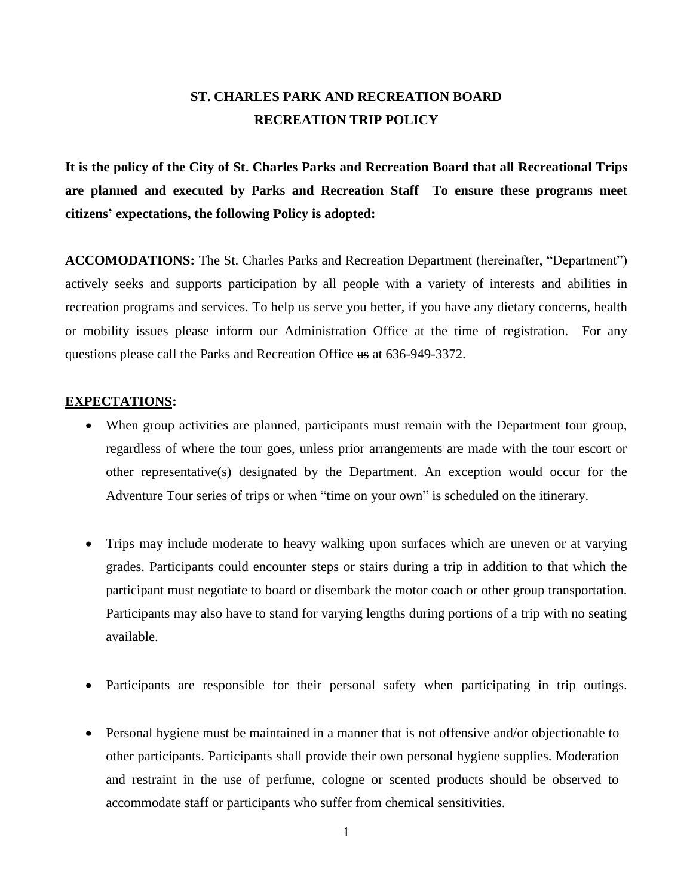# ST. CHARLES PARK AND RECREATION BOARD
# RECREATION TRIP POLICY

**It is the policy of the City of St. Charles Parks and Recreation Board that all Recreational Trips are planned and executed by Parks and Recreation Staff To ensure these programs meet citizens' expectations, the following Policy is adopted:**

**ACCOMODATIONS:** The St. Charles Parks and Recreation Department (hereinafter, "Department") actively seeks and supports participation by all people with a variety of interests and abilities in recreation programs and services. To help us serve you better, if you have any dietary concerns, health or mobility issues please inform our Administration Office at the time of registration. For any questions please call the Parks and Recreation Office ~~us~~ at 636-949-3372.

**EXPECTATIONS:**

- When group activities are planned, participants must remain with the Department tour group, regardless of where the tour goes, unless prior arrangements are made with the tour escort or other representative(s) designated by the Department. An exception would occur for the Adventure Tour series of trips or when "time on your own" is scheduled on the itinerary.

- Trips may include moderate to heavy walking upon surfaces which are uneven or at varying grades. Participants could encounter steps or stairs during a trip in addition to that which the participant must negotiate to board or disembark the motor coach or other group transportation. Participants may also have to stand for varying lengths during portions of a trip with no seating available.

- Participants are responsible for their personal safety when participating in trip outings.

- Personal hygiene must be maintained in a manner that is not offensive and/or objectionable to other participants. Participants shall provide their own personal hygiene supplies. Moderation and restraint in the use of perfume, cologne or scented products should be observed to accommodate staff or participants who suffer from chemical sensitivities.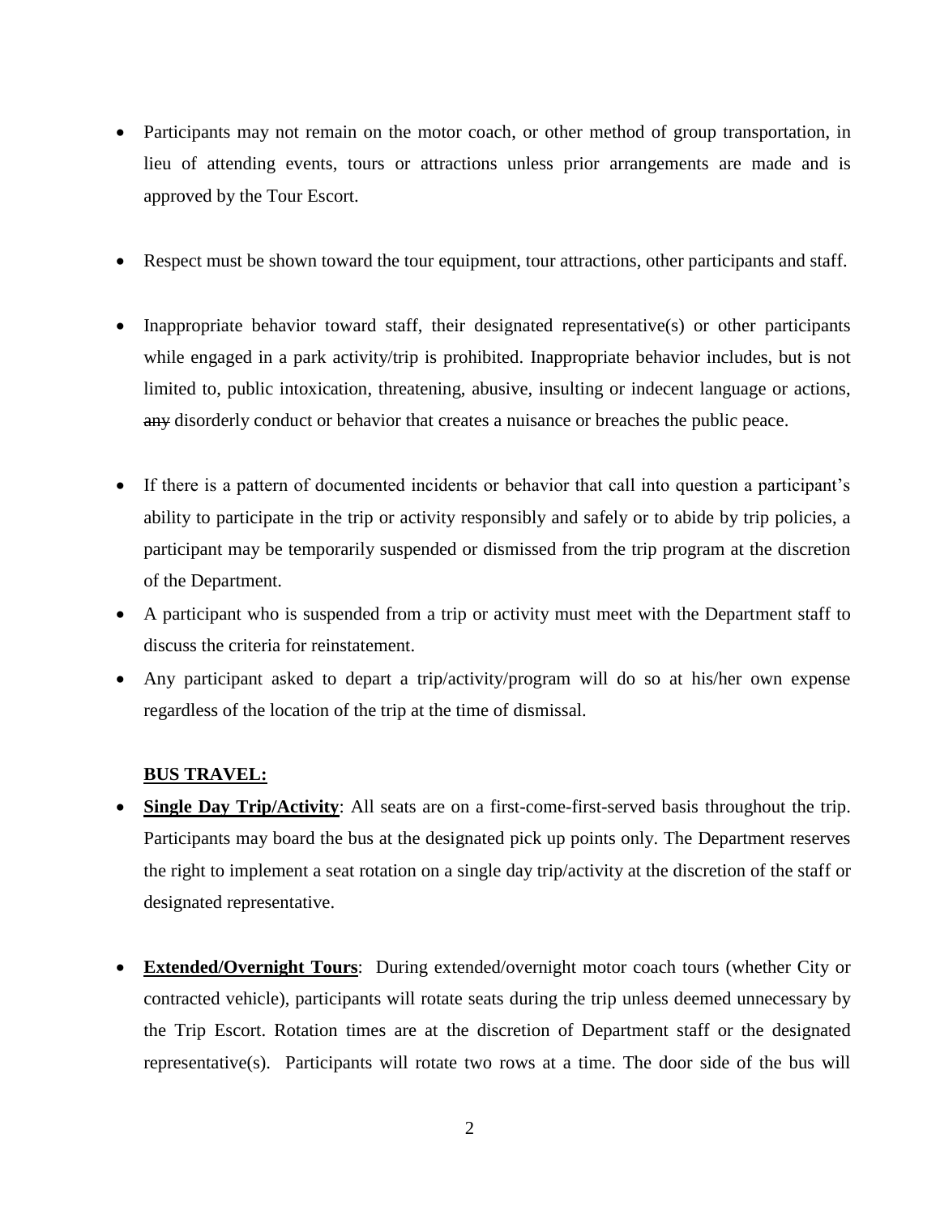- Participants may not remain on the motor coach, or other method of group transportation, in lieu of attending events, tours or attractions unless prior arrangements are made and is approved by the Tour Escort.

- Respect must be shown toward the tour equipment, tour attractions, other participants and staff.

- Inappropriate behavior toward staff, their designated representative(s) or other participants while engaged in a park activity/trip is prohibited. Inappropriate behavior includes, but is not limited to, public intoxication, threatening, abusive, insulting or indecent language or actions, ~~any~~ disorderly conduct or behavior that creates a nuisance or breaches the public peace.

- If there is a pattern of documented incidents or behavior that call into question a participant's ability to participate in the trip or activity responsibly and safely or to abide by trip policies, a participant may be temporarily suspended or dismissed from the trip program at the discretion of the Department.
- A participant who is suspended from a trip or activity must meet with the Department staff to discuss the criteria for reinstatement.
- Any participant asked to depart a trip/activity/program will do so at his/her own expense regardless of the location of the trip at the time of dismissal.

**BUS TRAVEL:**

- **Single Day Trip/Activity**: All seats are on a first-come-first-served basis throughout the trip. Participants may board the bus at the designated pick up points only. The Department reserves the right to implement a seat rotation on a single day trip/activity at the discretion of the staff or designated representative.

- **Extended/Overnight Tours**: During extended/overnight motor coach tours (whether City or contracted vehicle), participants will rotate seats during the trip unless deemed unnecessary by the Trip Escort. Rotation times are at the discretion of Department staff or the designated representative(s). Participants will rotate two rows at a time. The door side of the bus will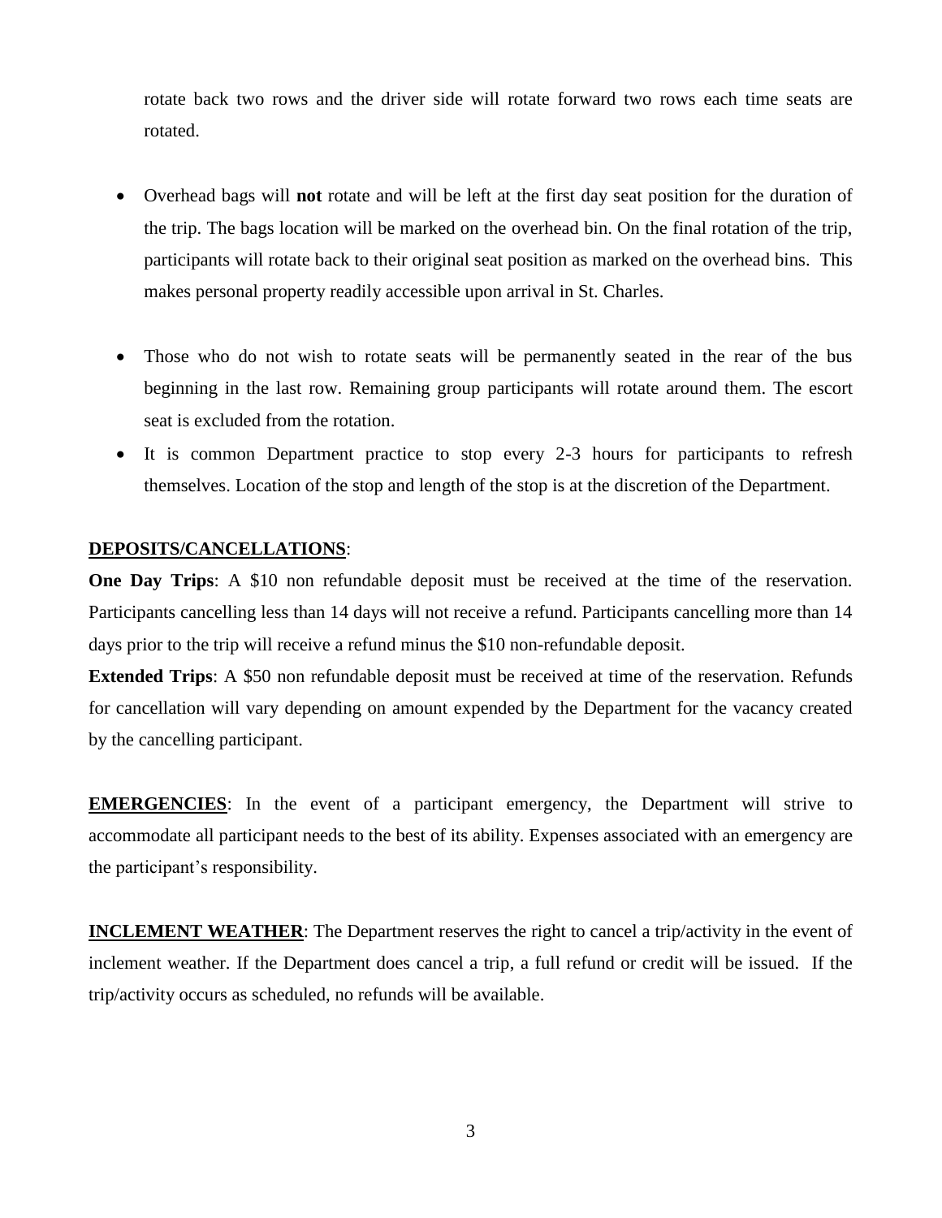rotate back two rows and the driver side will rotate forward two rows each time seats are rotated.

- Overhead bags will **not** rotate and will be left at the first day seat position for the duration of the trip. The bags location will be marked on the overhead bin. On the final rotation of the trip, participants will rotate back to their original seat position as marked on the overhead bins. This makes personal property readily accessible upon arrival in St. Charles.

- Those who do not wish to rotate seats will be permanently seated in the rear of the bus beginning in the last row. Remaining group participants will rotate around them. The escort seat is excluded from the rotation.
- It is common Department practice to stop every 2-3 hours for participants to refresh themselves. Location of the stop and length of the stop is at the discretion of the Department.

**<u>DEPOSITS/CANCELLATIONS</u>**:

**One Day Trips**: A $10 non refundable deposit must be received at the time of the reservation. Participants cancelling less than 14 days will not receive a refund. Participants cancelling more than 14 days prior to the trip will receive a refund minus the $10 non-refundable deposit.

**Extended Trips**: A $50 non refundable deposit must be received at time of the reservation. Refunds for cancellation will vary depending on amount expended by the Department for the vacancy created by the cancelling participant.

**<u>EMERGENCIES</u>**: In the event of a participant emergency, the Department will strive to accommodate all participant needs to the best of its ability. Expenses associated with an emergency are the participant's responsibility.

**<u>INCLEMENT WEATHER</u>**: The Department reserves the right to cancel a trip/activity in the event of inclement weather. If the Department does cancel a trip, a full refund or credit will be issued. If the trip/activity occurs as scheduled, no refunds will be available.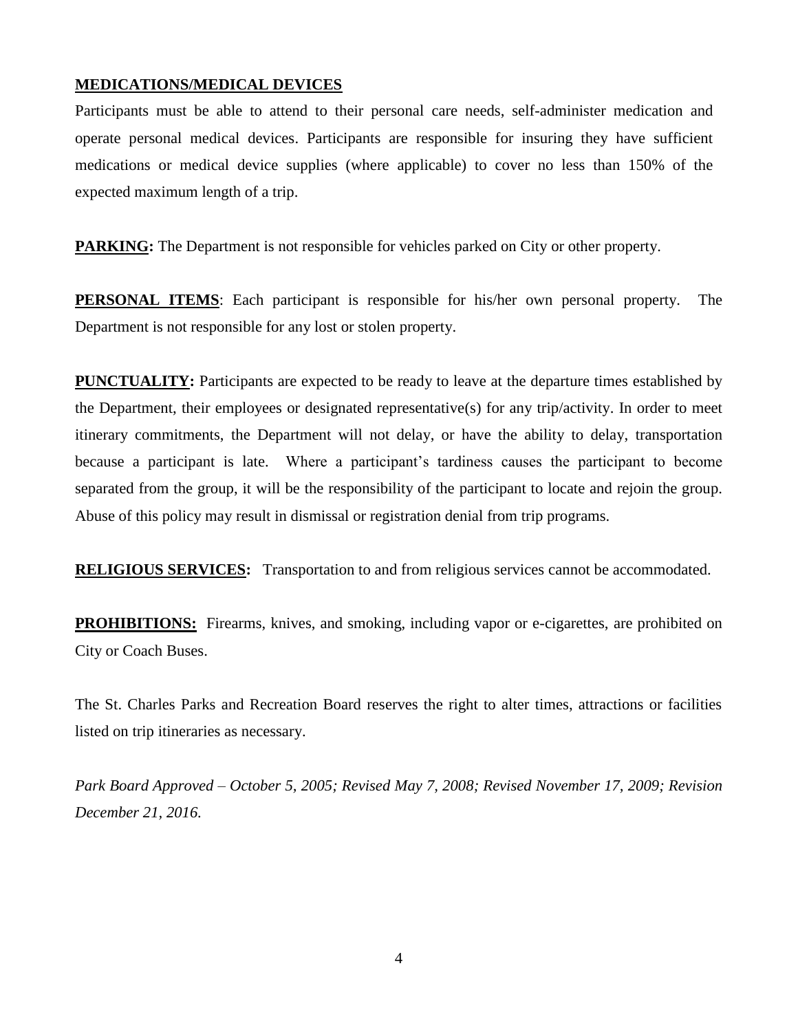**MEDICATIONS/MEDICAL DEVICES**

Participants must be able to attend to their personal care needs, self-administer medication and operate personal medical devices. Participants are responsible for insuring they have sufficient medications or medical device supplies (where applicable) to cover no less than 150% of the expected maximum length of a trip.

**PARKING:** The Department is not responsible for vehicles parked on City or other property.

**PERSONAL ITEMS**: Each participant is responsible for his/her own personal property. The Department is not responsible for any lost or stolen property.

**PUNCTUALITY:** Participants are expected to be ready to leave at the departure times established by the Department, their employees or designated representative(s) for any trip/activity. In order to meet itinerary commitments, the Department will not delay, or have the ability to delay, transportation because a participant is late. Where a participant's tardiness causes the participant to become separated from the group, it will be the responsibility of the participant to locate and rejoin the group. Abuse of this policy may result in dismissal or registration denial from trip programs.

**RELIGIOUS SERVICES:** Transportation to and from religious services cannot be accommodated.

**PROHIBITIONS:** Firearms, knives, and smoking, including vapor or e-cigarettes, are prohibited on City or Coach Buses.

The St. Charles Parks and Recreation Board reserves the right to alter times, attractions or facilities listed on trip itineraries as necessary.

*Park Board Approved – October 5, 2005; Revised May 7, 2008; Revised November 17, 2009; Revision December 21, 2016.*